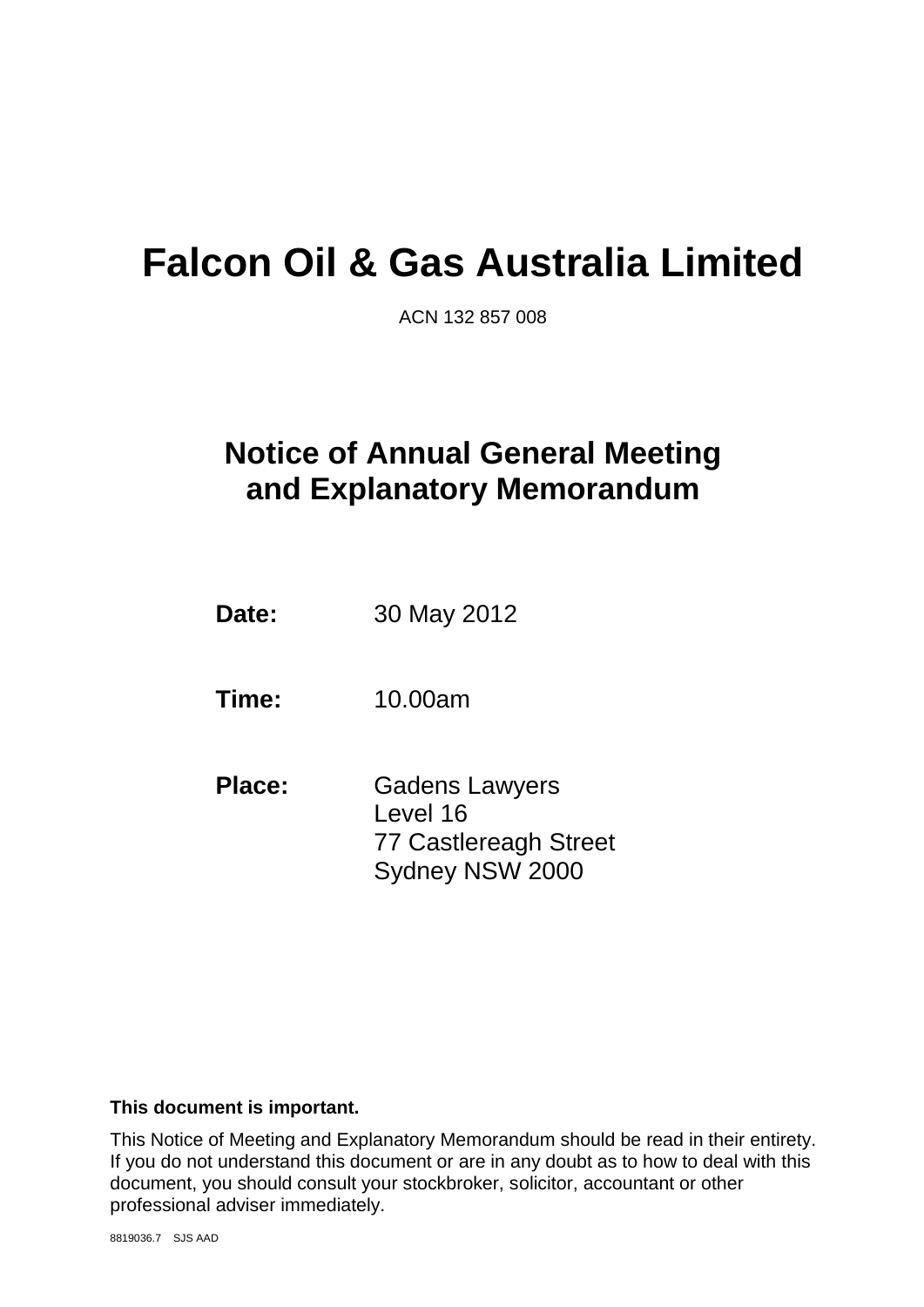# Falcon Oil & Gas Australia Limited

ACN 132 857 008

## Notice of Annual General Meeting and Explanatory Memorandum

**Date:** 30 May 2012

**Time:** 10.00am

**Place:** Gadens Lawyers
Level 16
77 Castlereagh Street
Sydney NSW 2000

**This document is important.**

This Notice of Meeting and Explanatory Memorandum should be read in their entirety. If you do not understand this document or are in any doubt as to how to deal with this document, you should consult your stockbroker, solicitor, accountant or other professional adviser immediately.

8819036.7 SJS AAD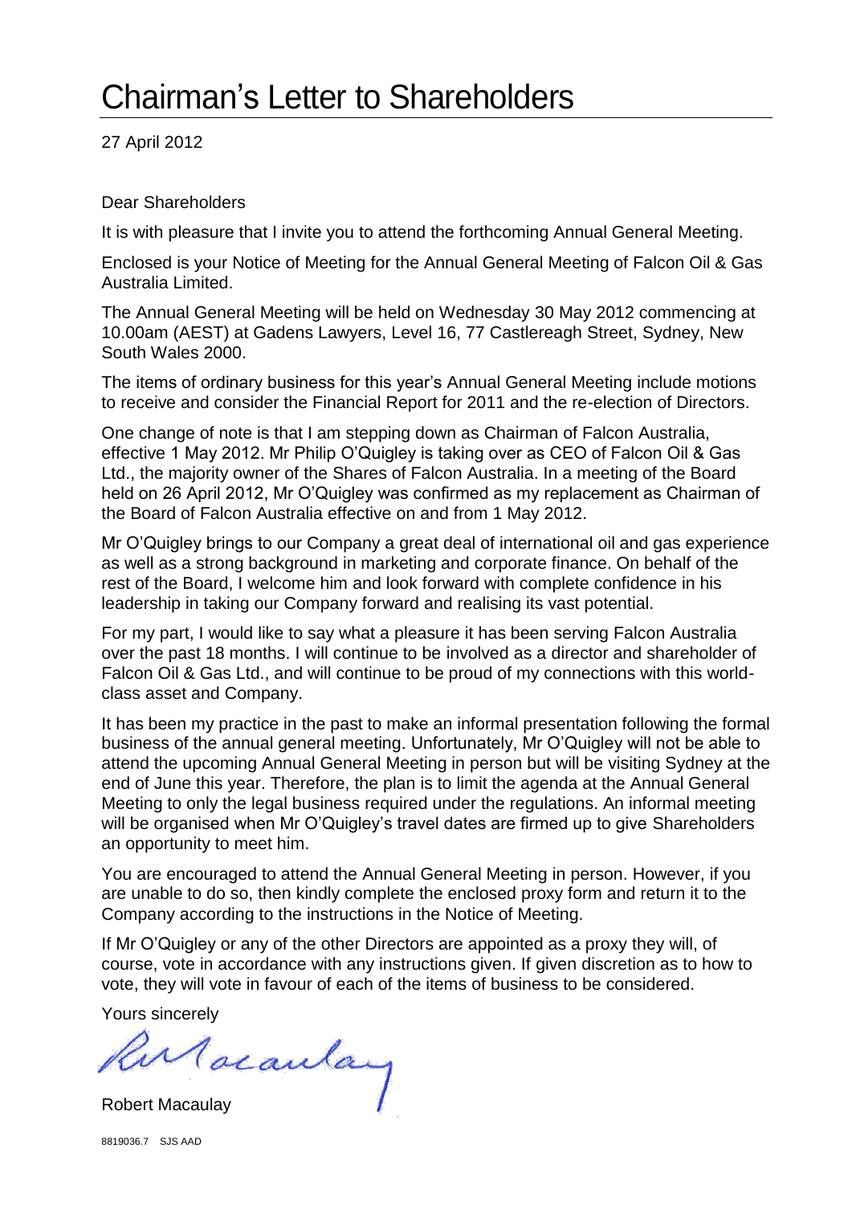# Chairman's Letter to Shareholders

27 April 2012

Dear Shareholders

It is with pleasure that I invite you to attend the forthcoming Annual General Meeting.

Enclosed is your Notice of Meeting for the Annual General Meeting of Falcon Oil & Gas Australia Limited.

The Annual General Meeting will be held on Wednesday 30 May 2012 commencing at 10.00am (AEST) at Gadens Lawyers, Level 16, 77 Castlereagh Street, Sydney, New South Wales 2000.

The items of ordinary business for this year's Annual General Meeting include motions to receive and consider the Financial Report for 2011 and the re-election of Directors.

One change of note is that I am stepping down as Chairman of Falcon Australia, effective 1 May 2012. Mr Philip O'Quigley is taking over as CEO of Falcon Oil & Gas Ltd., the majority owner of the Shares of Falcon Australia. In a meeting of the Board held on 26 April 2012, Mr O'Quigley was confirmed as my replacement as Chairman of the Board of Falcon Australia effective on and from 1 May 2012.

Mr O'Quigley brings to our Company a great deal of international oil and gas experience as well as a strong background in marketing and corporate finance. On behalf of the rest of the Board, I welcome him and look forward with complete confidence in his leadership in taking our Company forward and realising its vast potential.

For my part, I would like to say what a pleasure it has been serving Falcon Australia over the past 18 months. I will continue to be involved as a director and shareholder of Falcon Oil & Gas Ltd., and will continue to be proud of my connections with this world-class asset and Company.

It has been my practice in the past to make an informal presentation following the formal business of the annual general meeting. Unfortunately, Mr O'Quigley will not be able to attend the upcoming Annual General Meeting in person but will be visiting Sydney at the end of June this year. Therefore, the plan is to limit the agenda at the Annual General Meeting to only the legal business required under the regulations. An informal meeting will be organised when Mr O'Quigley's travel dates are firmed up to give Shareholders an opportunity to meet him.

You are encouraged to attend the Annual General Meeting in person. However, if you are unable to do so, then kindly complete the enclosed proxy form and return it to the Company according to the instructions in the Notice of Meeting.

If Mr O'Quigley or any of the other Directors are appointed as a proxy they will, of course, vote in accordance with any instructions given. If given discretion as to how to vote, they will vote in favour of each of the items of business to be considered.

Yours sincerely

Robert Macaulay

8819036.7 SJS AAD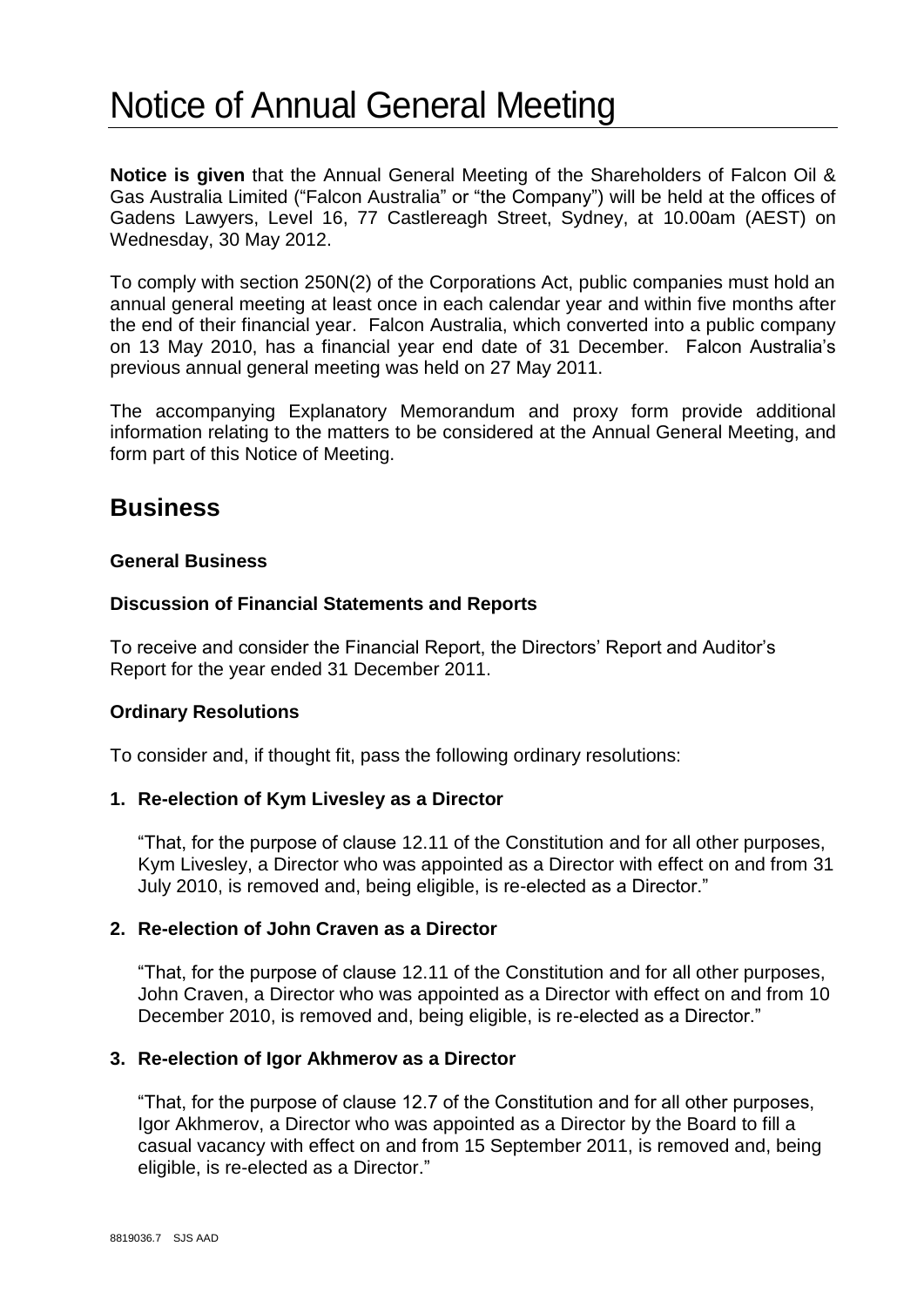# Notice of Annual General Meeting

**Notice is given** that the Annual General Meeting of the Shareholders of Falcon Oil & Gas Australia Limited ("Falcon Australia" or "the Company") will be held at the offices of Gadens Lawyers, Level 16, 77 Castlereagh Street, Sydney, at 10.00am (AEST) on Wednesday, 30 May 2012.

To comply with section 250N(2) of the Corporations Act, public companies must hold an annual general meeting at least once in each calendar year and within five months after the end of their financial year. Falcon Australia, which converted into a public company on 13 May 2010, has a financial year end date of 31 December. Falcon Australia's previous annual general meeting was held on 27 May 2011.

The accompanying Explanatory Memorandum and proxy form provide additional information relating to the matters to be considered at the Annual General Meeting, and form part of this Notice of Meeting.

## Business

**General Business**

**Discussion of Financial Statements and Reports**

To receive and consider the Financial Report, the Directors' Report and Auditor's Report for the year ended 31 December 2011.

**Ordinary Resolutions**

To consider and, if thought fit, pass the following ordinary resolutions:

**1. Re-election of Kym Livesley as a Director**

"That, for the purpose of clause 12.11 of the Constitution and for all other purposes, Kym Livesley, a Director who was appointed as a Director with effect on and from 31 July 2010, is removed and, being eligible, is re-elected as a Director."

**2. Re-election of John Craven as a Director**

"That, for the purpose of clause 12.11 of the Constitution and for all other purposes, John Craven, a Director who was appointed as a Director with effect on and from 10 December 2010, is removed and, being eligible, is re-elected as a Director."

**3. Re-election of Igor Akhmerov as a Director**

"That, for the purpose of clause 12.7 of the Constitution and for all other purposes, Igor Akhmerov, a Director who was appointed as a Director by the Board to fill a casual vacancy with effect on and from 15 September 2011, is removed and, being eligible, is re-elected as a Director."

8819036.7 SJS AAD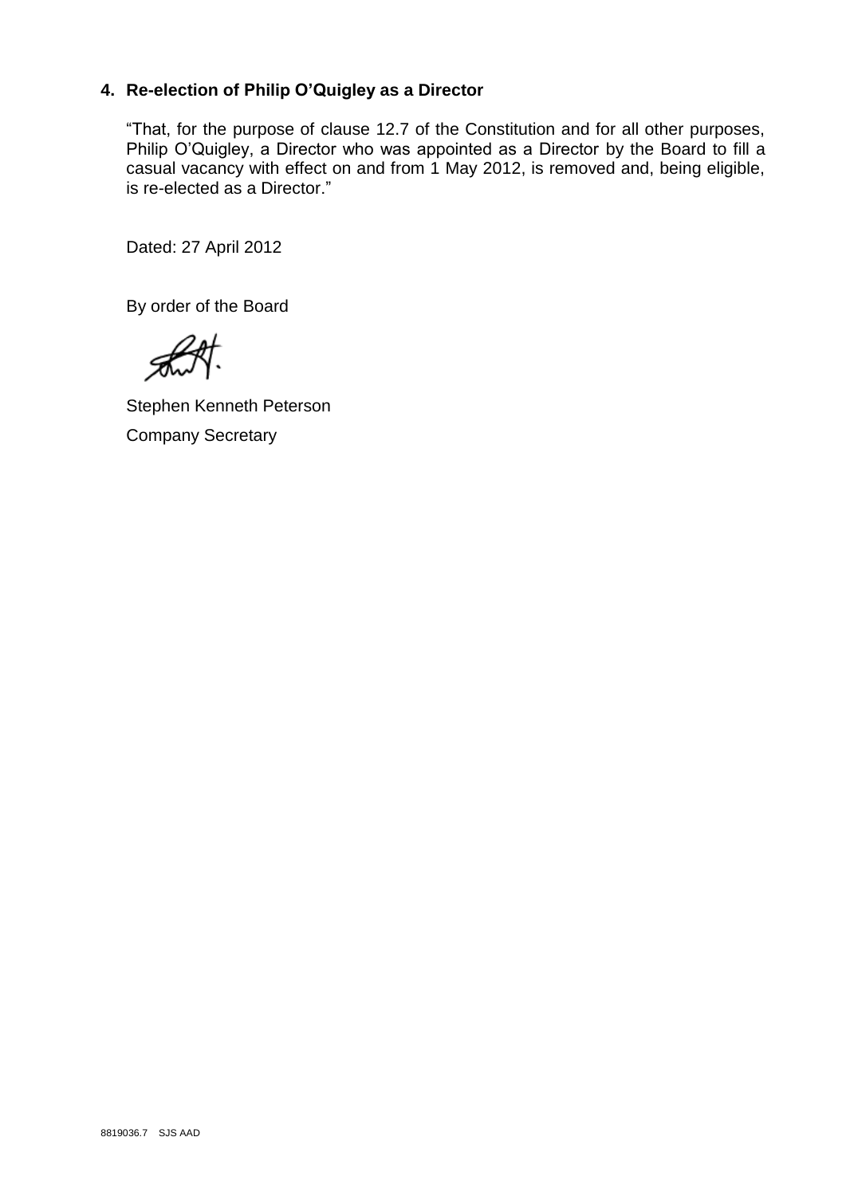## 4. Re-election of Philip O'Quigley as a Director

"That, for the purpose of clause 12.7 of the Constitution and for all other purposes, Philip O'Quigley, a Director who was appointed as a Director by the Board to fill a casual vacancy with effect on and from 1 May 2012, is removed and, being eligible, is re-elected as a Director."

Dated: 27 April 2012

By order of the Board

Stephen Kenneth Peterson

Company Secretary

8819036.7 SJS AAD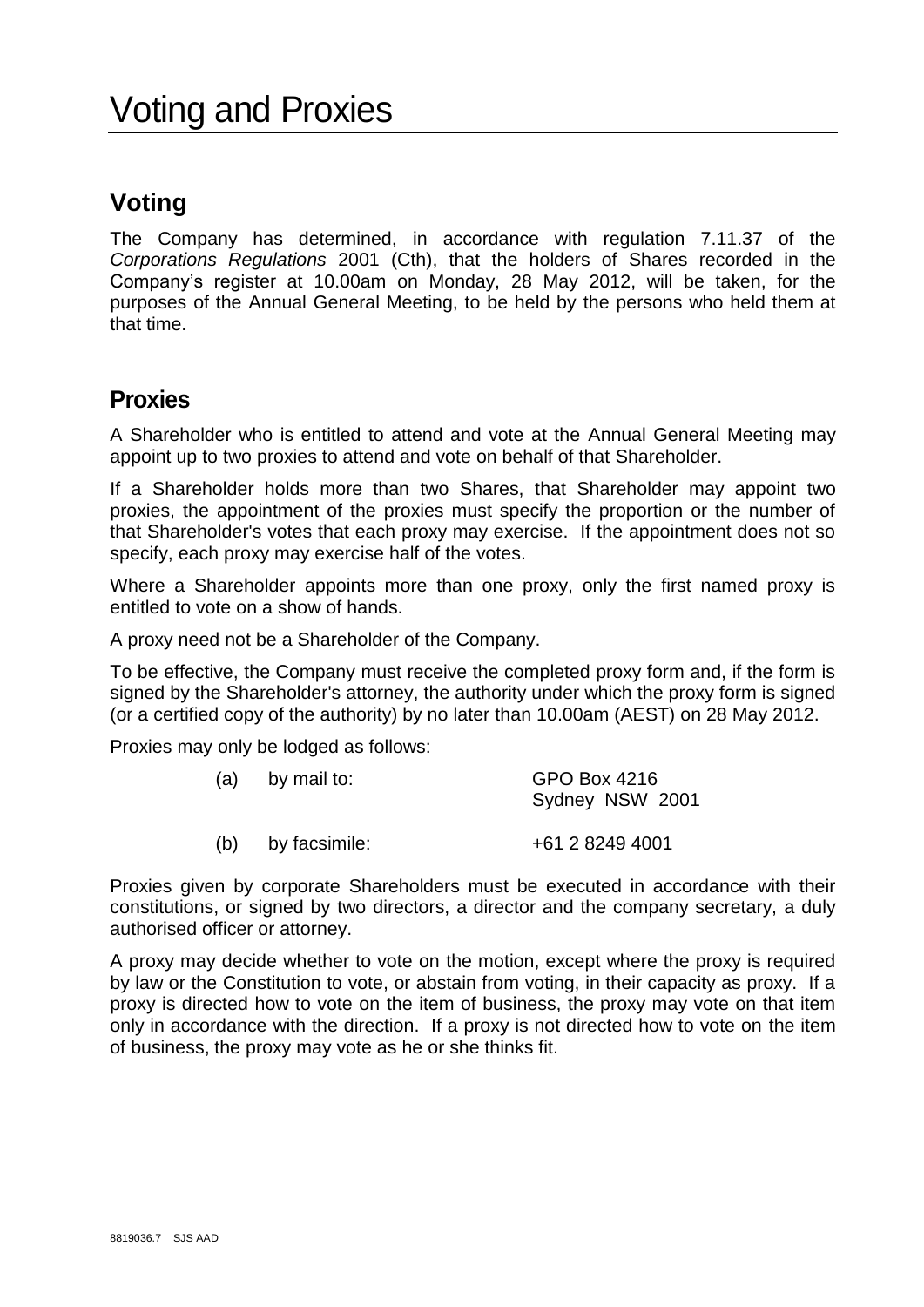# Voting and Proxies

## Voting

The Company has determined, in accordance with regulation 7.11.37 of the *Corporations Regulations* 2001 (Cth), that the holders of Shares recorded in the Company's register at 10.00am on Monday, 28 May 2012, will be taken, for the purposes of the Annual General Meeting, to be held by the persons who held them at that time.

## Proxies

A Shareholder who is entitled to attend and vote at the Annual General Meeting may appoint up to two proxies to attend and vote on behalf of that Shareholder.

If a Shareholder holds more than two Shares, that Shareholder may appoint two proxies, the appointment of the proxies must specify the proportion or the number of that Shareholder's votes that each proxy may exercise. If the appointment does not so specify, each proxy may exercise half of the votes.

Where a Shareholder appoints more than one proxy, only the first named proxy is entitled to vote on a show of hands.

A proxy need not be a Shareholder of the Company.

To be effective, the Company must receive the completed proxy form and, if the form is signed by the Shareholder's attorney, the authority under which the proxy form is signed (or a certified copy of the authority) by no later than 10.00am (AEST) on 28 May 2012.

Proxies may only be lodged as follows:

(a) by mail to: GPO Box 4216
Sydney NSW 2001

(b) by facsimile: +61 2 8249 4001

Proxies given by corporate Shareholders must be executed in accordance with their constitutions, or signed by two directors, a director and the company secretary, a duly authorised officer or attorney.

A proxy may decide whether to vote on the motion, except where the proxy is required by law or the Constitution to vote, or abstain from voting, in their capacity as proxy. If a proxy is directed how to vote on the item of business, the proxy may vote on that item only in accordance with the direction. If a proxy is not directed how to vote on the item of business, the proxy may vote as he or she thinks fit.

8819036.7 SJS AAD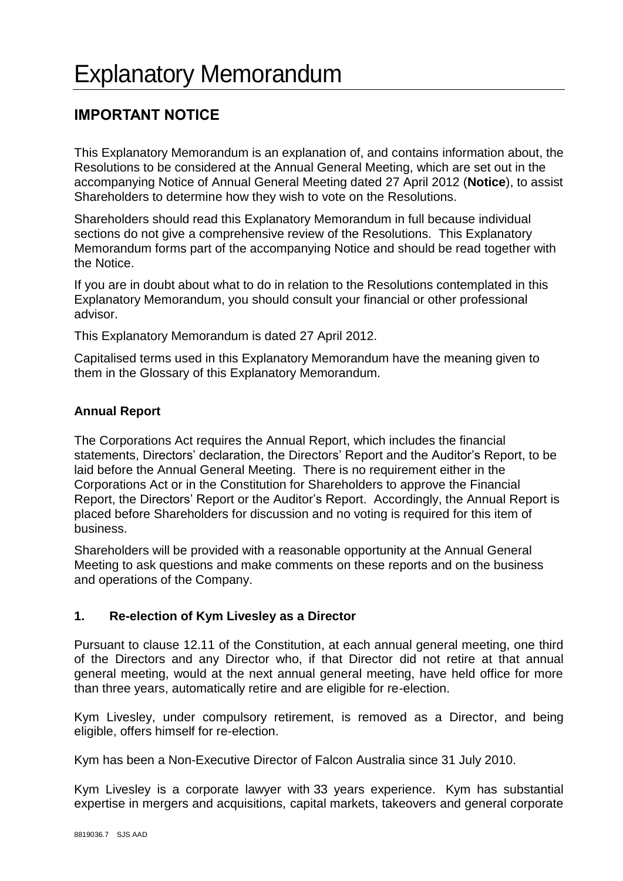# Explanatory Memorandum

## IMPORTANT NOTICE

This Explanatory Memorandum is an explanation of, and contains information about, the Resolutions to be considered at the Annual General Meeting, which are set out in the accompanying Notice of Annual General Meeting dated 27 April 2012 (**Notice**), to assist Shareholders to determine how they wish to vote on the Resolutions.

Shareholders should read this Explanatory Memorandum in full because individual sections do not give a comprehensive review of the Resolutions. This Explanatory Memorandum forms part of the accompanying Notice and should be read together with the Notice.

If you are in doubt about what to do in relation to the Resolutions contemplated in this Explanatory Memorandum, you should consult your financial or other professional advisor.

This Explanatory Memorandum is dated 27 April 2012.

Capitalised terms used in this Explanatory Memorandum have the meaning given to them in the Glossary of this Explanatory Memorandum.

### Annual Report

The Corporations Act requires the Annual Report, which includes the financial statements, Directors' declaration, the Directors' Report and the Auditor's Report, to be laid before the Annual General Meeting. There is no requirement either in the Corporations Act or in the Constitution for Shareholders to approve the Financial Report, the Directors' Report or the Auditor's Report. Accordingly, the Annual Report is placed before Shareholders for discussion and no voting is required for this item of business.

Shareholders will be provided with a reasonable opportunity at the Annual General Meeting to ask questions and make comments on these reports and on the business and operations of the Company.

### 1. Re-election of Kym Livesley as a Director

Pursuant to clause 12.11 of the Constitution, at each annual general meeting, one third of the Directors and any Director who, if that Director did not retire at that annual general meeting, would at the next annual general meeting, have held office for more than three years, automatically retire and are eligible for re-election.

Kym Livesley, under compulsory retirement, is removed as a Director, and being eligible, offers himself for re-election.

Kym has been a Non-Executive Director of Falcon Australia since 31 July 2010.

Kym Livesley is a corporate lawyer with 33 years experience. Kym has substantial expertise in mergers and acquisitions, capital markets, takeovers and general corporate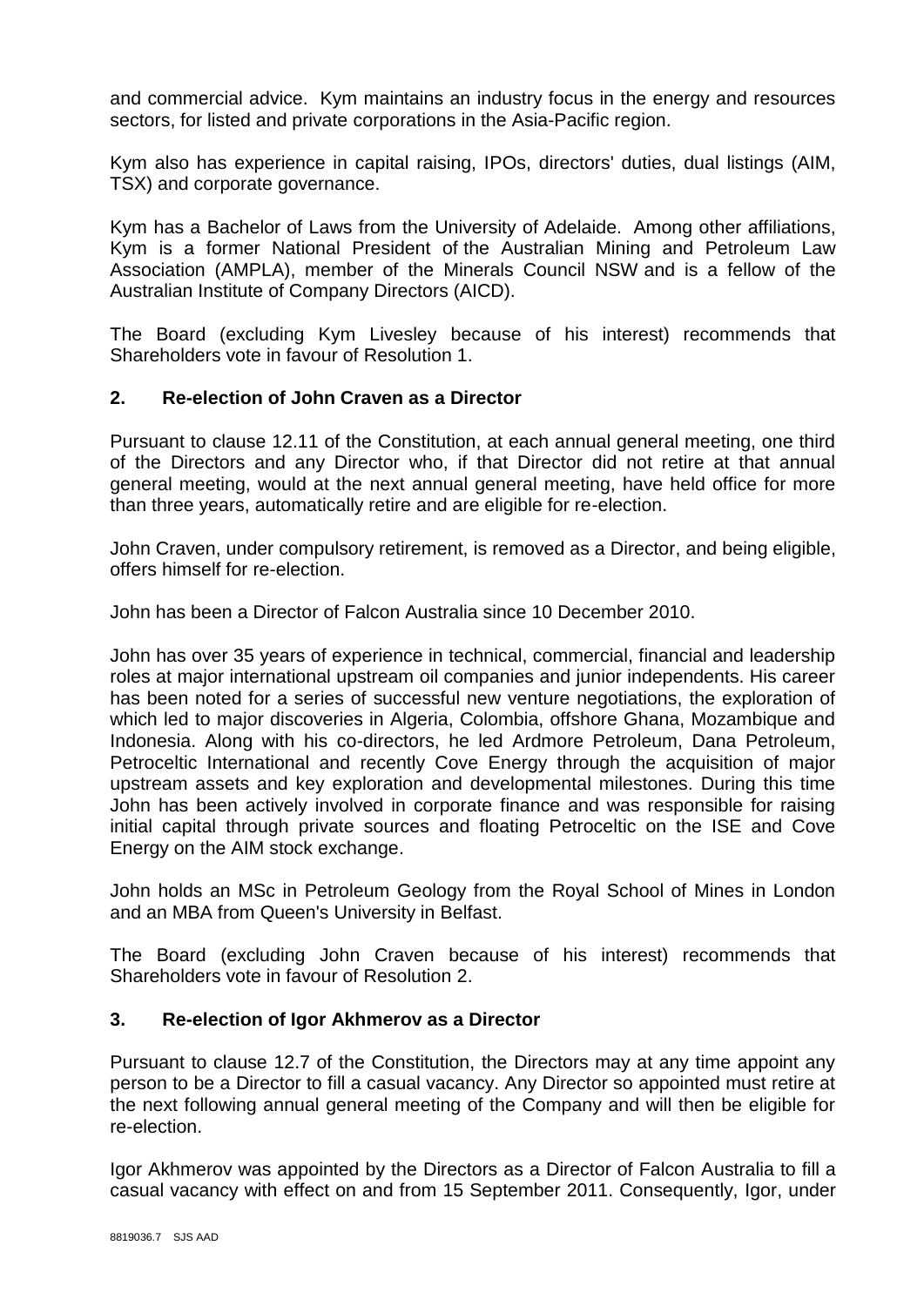and commercial advice. Kym maintains an industry focus in the energy and resources sectors, for listed and private corporations in the Asia-Pacific region.

Kym also has experience in capital raising, IPOs, directors' duties, dual listings (AIM, TSX) and corporate governance.

Kym has a Bachelor of Laws from the University of Adelaide. Among other affiliations, Kym is a former National President of the Australian Mining and Petroleum Law Association (AMPLA), member of the Minerals Council NSW and is a fellow of the Australian Institute of Company Directors (AICD).

The Board (excluding Kym Livesley because of his interest) recommends that Shareholders vote in favour of Resolution 1.

## 2. Re-election of John Craven as a Director

Pursuant to clause 12.11 of the Constitution, at each annual general meeting, one third of the Directors and any Director who, if that Director did not retire at that annual general meeting, would at the next annual general meeting, have held office for more than three years, automatically retire and are eligible for re-election.

John Craven, under compulsory retirement, is removed as a Director, and being eligible, offers himself for re-election.

John has been a Director of Falcon Australia since 10 December 2010.

John has over 35 years of experience in technical, commercial, financial and leadership roles at major international upstream oil companies and junior independents. His career has been noted for a series of successful new venture negotiations, the exploration of which led to major discoveries in Algeria, Colombia, offshore Ghana, Mozambique and Indonesia. Along with his co-directors, he led Ardmore Petroleum, Dana Petroleum, Petroceltic International and recently Cove Energy through the acquisition of major upstream assets and key exploration and developmental milestones. During this time John has been actively involved in corporate finance and was responsible for raising initial capital through private sources and floating Petroceltic on the ISE and Cove Energy on the AIM stock exchange.

John holds an MSc in Petroleum Geology from the Royal School of Mines in London and an MBA from Queen's University in Belfast.

The Board (excluding John Craven because of his interest) recommends that Shareholders vote in favour of Resolution 2.

## 3. Re-election of Igor Akhmerov as a Director

Pursuant to clause 12.7 of the Constitution, the Directors may at any time appoint any person to be a Director to fill a casual vacancy. Any Director so appointed must retire at the next following annual general meeting of the Company and will then be eligible for re-election.

Igor Akhmerov was appointed by the Directors as a Director of Falcon Australia to fill a casual vacancy with effect on and from 15 September 2011. Consequently, Igor, under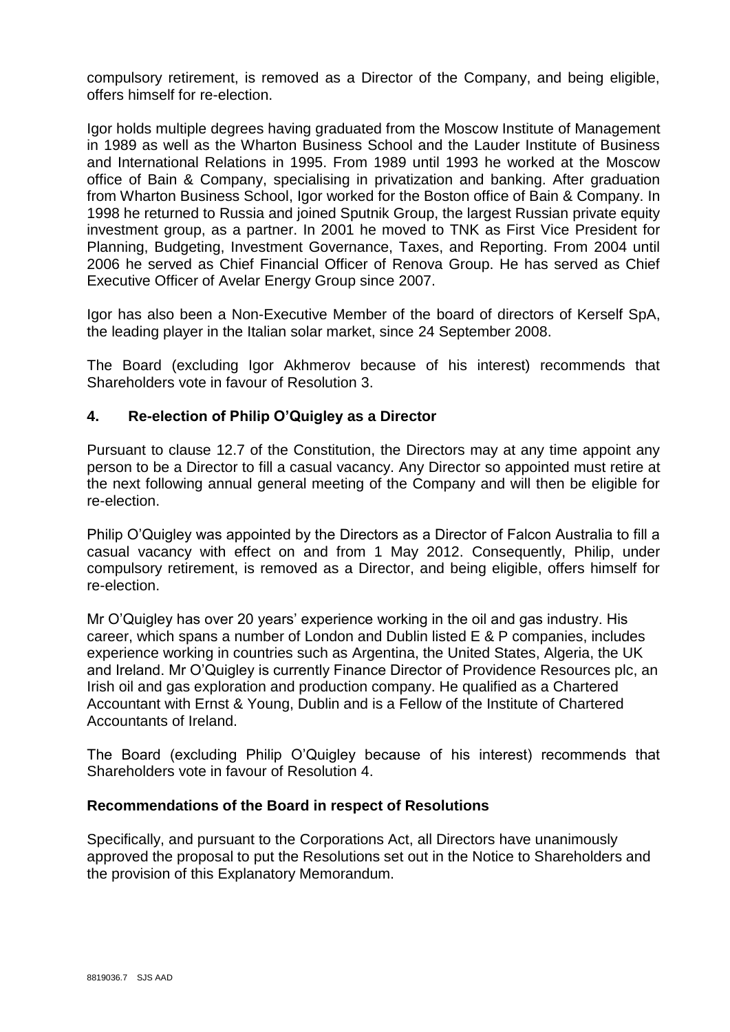compulsory retirement, is removed as a Director of the Company, and being eligible, offers himself for re-election.

Igor holds multiple degrees having graduated from the Moscow Institute of Management in 1989 as well as the Wharton Business School and the Lauder Institute of Business and International Relations in 1995. From 1989 until 1993 he worked at the Moscow office of Bain & Company, specialising in privatization and banking. After graduation from Wharton Business School, Igor worked for the Boston office of Bain & Company. In 1998 he returned to Russia and joined Sputnik Group, the largest Russian private equity investment group, as a partner. In 2001 he moved to TNK as First Vice President for Planning, Budgeting, Investment Governance, Taxes, and Reporting. From 2004 until 2006 he served as Chief Financial Officer of Renova Group. He has served as Chief Executive Officer of Avelar Energy Group since 2007.

Igor has also been a Non-Executive Member of the board of directors of Kerself SpA, the leading player in the Italian solar market, since 24 September 2008.

The Board (excluding Igor Akhmerov because of his interest) recommends that Shareholders vote in favour of Resolution 3.

## 4. Re-election of Philip O'Quigley as a Director

Pursuant to clause 12.7 of the Constitution, the Directors may at any time appoint any person to be a Director to fill a casual vacancy. Any Director so appointed must retire at the next following annual general meeting of the Company and will then be eligible for re-election.

Philip O'Quigley was appointed by the Directors as a Director of Falcon Australia to fill a casual vacancy with effect on and from 1 May 2012. Consequently, Philip, under compulsory retirement, is removed as a Director, and being eligible, offers himself for re-election.

Mr O'Quigley has over 20 years' experience working in the oil and gas industry. His career, which spans a number of London and Dublin listed E & P companies, includes experience working in countries such as Argentina, the United States, Algeria, the UK and Ireland. Mr O'Quigley is currently Finance Director of Providence Resources plc, an Irish oil and gas exploration and production company. He qualified as a Chartered Accountant with Ernst & Young, Dublin and is a Fellow of the Institute of Chartered Accountants of Ireland.

The Board (excluding Philip O'Quigley because of his interest) recommends that Shareholders vote in favour of Resolution 4.

### Recommendations of the Board in respect of Resolutions

Specifically, and pursuant to the Corporations Act, all Directors have unanimously approved the proposal to put the Resolutions set out in the Notice to Shareholders and the provision of this Explanatory Memorandum.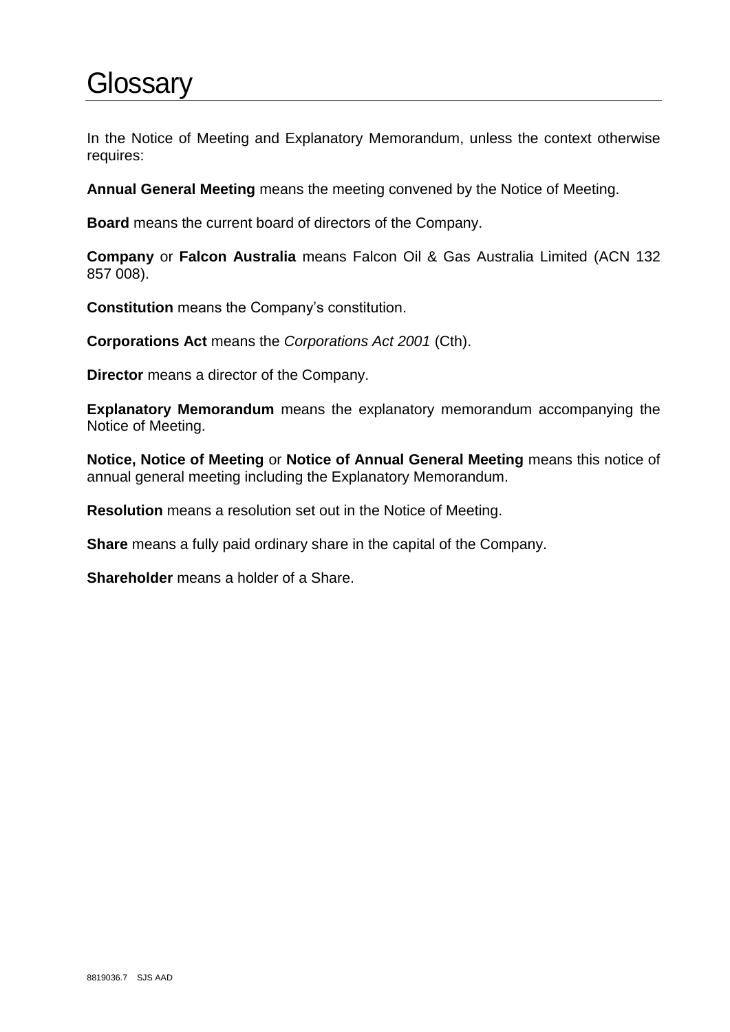# Glossary

In the Notice of Meeting and Explanatory Memorandum, unless the context otherwise requires:

**Annual General Meeting** means the meeting convened by the Notice of Meeting.

**Board** means the current board of directors of the Company.

**Company** or **Falcon Australia** means Falcon Oil & Gas Australia Limited (ACN 132 857 008).

**Constitution** means the Company's constitution.

**Corporations Act** means the *Corporations Act 2001* (Cth).

**Director** means a director of the Company.

**Explanatory Memorandum** means the explanatory memorandum accompanying the Notice of Meeting.

**Notice, Notice of Meeting** or **Notice of Annual General Meeting** means this notice of annual general meeting including the Explanatory Memorandum.

**Resolution** means a resolution set out in the Notice of Meeting.

**Share** means a fully paid ordinary share in the capital of the Company.

**Shareholder** means a holder of a Share.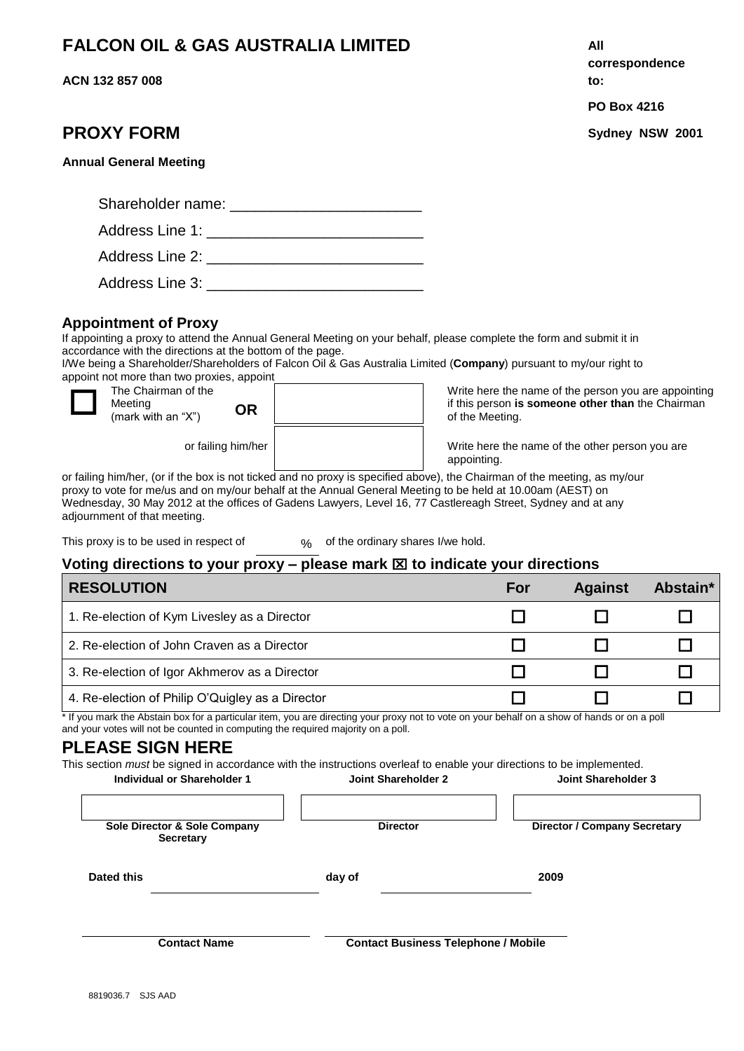# FALCON OIL & GAS AUSTRALIA LIMITED

**ACN 132 857 008**

**All correspondence to:**

**PO Box 4216**

**Sydney NSW 2001**

## PROXY FORM

**Annual General Meeting**

Shareholder name: _______________________

Address Line 1: _________________________

Address Line 2: _________________________

Address Line 3: _________________________

### Appointment of Proxy

If appointing a proxy to attend the Annual General Meeting on your behalf, please complete the form and submit it in accordance with the directions at the bottom of the page.

I/We being a Shareholder/Shareholders of Falcon Oil & Gas Australia Limited (**Company**) pursuant to my/our right to appoint not more than two proxies, appoint

☐ The Chairman of the Meeting (mark with an "X") **OR** [ ] Write here the name of the person you are appointing if this person **is someone other than** the Chairman of the Meeting.

or failing him/her [ ] Write here the name of the other person you are appointing.

or failing him/her, (or if the box is not ticked and no proxy is specified above), the Chairman of the meeting, as my/our proxy to vote for me/us and on my/our behalf at the Annual General Meeting to be held at 10.00am (AEST) on Wednesday, 30 May 2012 at the offices of Gadens Lawyers, Level 16, 77 Castlereagh Street, Sydney and at any adjournment of that meeting.

This proxy is to be used in respect of ______ % of the ordinary shares I/we hold.

### Voting directions to your proxy – please mark ☒ to indicate your directions

| RESOLUTION | For | Against | Abstain* |
|---|---|---|---|
| 1. Re-election of Kym Livesley as a Director | ☐ | ☐ | ☐ |
| 2. Re-election of John Craven as a Director | ☐ | ☐ | ☐ |
| 3. Re-election of Igor Akhmerov as a Director | ☐ | ☐ | ☐ |
| 4. Re-election of Philip O'Quigley as a Director | ☐ | ☐ | ☐ |

* If you mark the Abstain box for a particular item, you are directing your proxy not to vote on your behalf on a show of hands or on a poll and your votes will not be counted in computing the required majority on a poll.

## PLEASE SIGN HERE

This section *must* be signed in accordance with the instructions overleaf to enable your directions to be implemented.

| Individual or Shareholder 1 | Joint Shareholder 2 | Joint Shareholder 3 |
|---|---|---|
| | | |
| Sole Director & Sole Company Secretary | Director | Director / Company Secretary |

**Dated this** ____________ **day of** ____________ **2009**

_____________________ &nbsp;&nbsp;&nbsp; _____________________

**Contact Name** &nbsp;&nbsp;&nbsp; **Contact Business Telephone / Mobile**

8819036.7 SJS AAD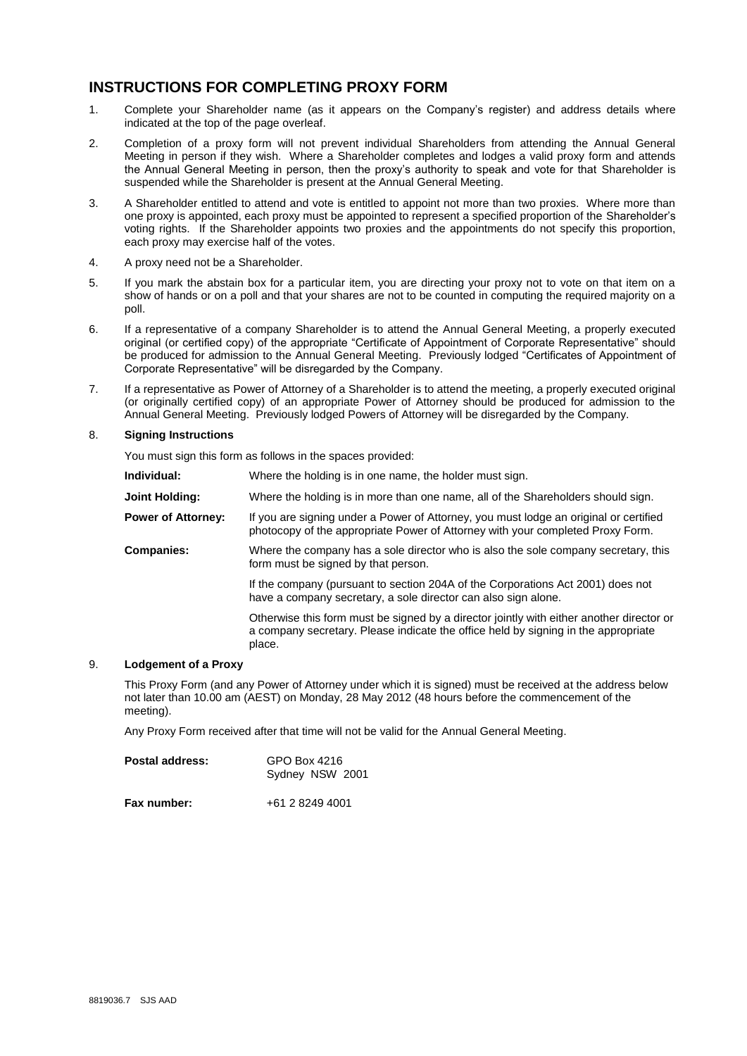## INSTRUCTIONS FOR COMPLETING PROXY FORM

1. Complete your Shareholder name (as it appears on the Company's register) and address details where indicated at the top of the page overleaf.
2. Completion of a proxy form will not prevent individual Shareholders from attending the Annual General Meeting in person if they wish. Where a Shareholder completes and lodges a valid proxy form and attends the Annual General Meeting in person, then the proxy's authority to speak and vote for that Shareholder is suspended while the Shareholder is present at the Annual General Meeting.
3. A Shareholder entitled to attend and vote is entitled to appoint not more than two proxies. Where more than one proxy is appointed, each proxy must be appointed to represent a specified proportion of the Shareholder's voting rights. If the Shareholder appoints two proxies and the appointments do not specify this proportion, each proxy may exercise half of the votes.
4. A proxy need not be a Shareholder.
5. If you mark the abstain box for a particular item, you are directing your proxy not to vote on that item on a show of hands or on a poll and that your shares are not to be counted in computing the required majority on a poll.
6. If a representative of a company Shareholder is to attend the Annual General Meeting, a properly executed original (or certified copy) of the appropriate "Certificate of Appointment of Corporate Representative" should be produced for admission to the Annual General Meeting. Previously lodged "Certificates of Appointment of Corporate Representative" will be disregarded by the Company.
7. If a representative as Power of Attorney of a Shareholder is to attend the meeting, a properly executed original (or originally certified copy) of an appropriate Power of Attorney should be produced for admission to the Annual General Meeting. Previously lodged Powers of Attorney will be disregarded by the Company.
8. **Signing Instructions**

   You must sign this form as follows in the spaces provided:

   | | |
   |---|---|
   | **Individual:** | Where the holding is in one name, the holder must sign. |
   | **Joint Holding:** | Where the holding is in more than one name, all of the Shareholders should sign. |
   | **Power of Attorney:** | If you are signing under a Power of Attorney, you must lodge an original or certified photocopy of the appropriate Power of Attorney with your completed Proxy Form. |
   | **Companies:** | Where the company has a sole director who is also the sole company secretary, this form must be signed by that person. |
   | | If the company (pursuant to section 204A of the Corporations Act 2001) does not have a company secretary, a sole director can also sign alone. |
   | | Otherwise this form must be signed by a director jointly with either another director or a company secretary. Please indicate the office held by signing in the appropriate place. |

9. **Lodgement of a Proxy**

   This Proxy Form (and any Power of Attorney under which it is signed) must be received at the address below not later than 10.00 am (AEST) on Monday, 28 May 2012 (48 hours before the commencement of the meeting).

   Any Proxy Form received after that time will not be valid for the Annual General Meeting.

   | | |
   |---|---|
   | **Postal address:** | GPO Box 4216<br>Sydney NSW 2001 |
   | **Fax number:** | +61 2 8249 4001 |

8819036.7 SJS AAD